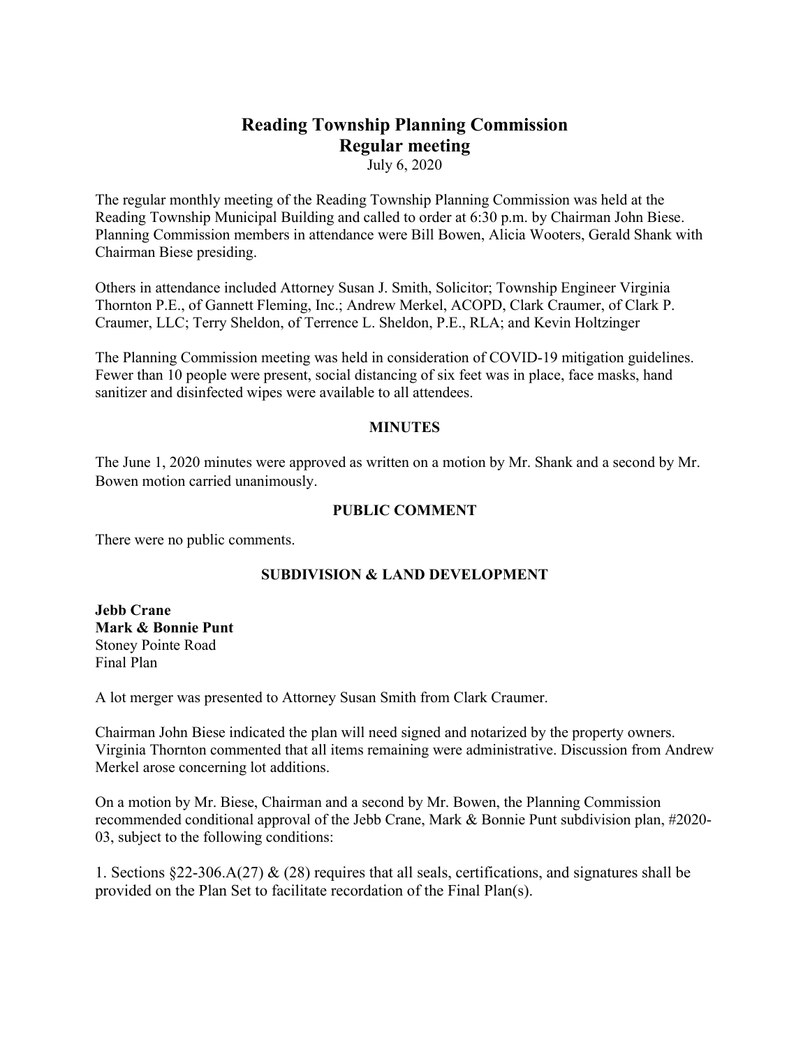# Reading Township Planning Commission

## Regular meeting

July 6, 2020

The regular monthly meeting of the Reading Township Planning Commission was held at the Reading Township Municipal Building and called to order at 6:30 p.m. by Chairman John Biese. Planning Commission members in attendance were Bill Bowen, Alicia Wooters, Gerald Shank with Chairman Biese presiding.

Others in attendance included Attorney Susan J. Smith, Solicitor; Township Engineer Virginia Thornton P.E., of Gannett Fleming, Inc.; Andrew Merkel, ACOPD, Clark Craumer, of Clark P. Craumer, LLC; Terry Sheldon, of Terrence L. Sheldon, P.E., RLA; and Kevin Holtzinger

The Planning Commission meeting was held in consideration of COVID-19 mitigation guidelines. Fewer than 10 people were present, social distancing of six feet was in place, face masks, hand sanitizer and disinfected wipes were available to all attendees.

### MINUTES

The June 1, 2020 minutes were approved as written on a motion by Mr. Shank and a second by Mr. Bowen motion carried unanimously.

### PUBLIC COMMENT

There were no public comments.

### SUBDIVISION & LAND DEVELOPMENT

**Jebb Crane**
**Mark & Bonnie Punt**
Stoney Pointe Road
Final Plan

A lot merger was presented to Attorney Susan Smith from Clark Craumer.

Chairman John Biese indicated the plan will need signed and notarized by the property owners. Virginia Thornton commented that all items remaining were administrative. Discussion from Andrew Merkel arose concerning lot additions.

On a motion by Mr. Biese, Chairman and a second by Mr. Bowen, the Planning Commission recommended conditional approval of the Jebb Crane, Mark & Bonnie Punt subdivision plan, #2020-03, subject to the following conditions:

1. Sections §22-306.A(27) & (28) requires that all seals, certifications, and signatures shall be provided on the Plan Set to facilitate recordation of the Final Plan(s).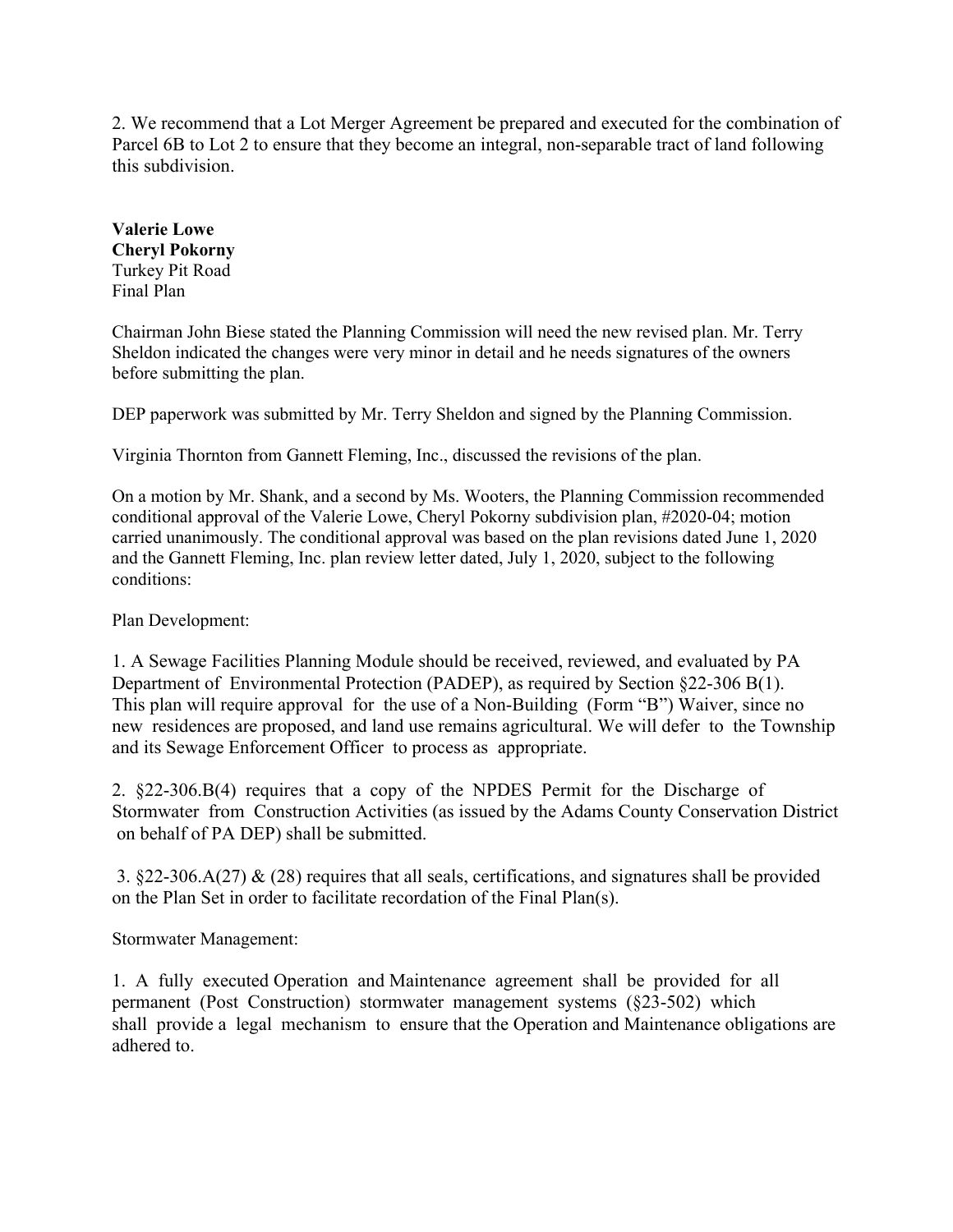2. We recommend that a Lot Merger Agreement be prepared and executed for the combination of Parcel 6B to Lot 2 to ensure that they become an integral, non-separable tract of land following this subdivision.

**Valerie Lowe**
**Cheryl Pokorny**
Turkey Pit Road
Final Plan

Chairman John Biese stated the Planning Commission will need the new revised plan. Mr. Terry Sheldon indicated the changes were very minor in detail and he needs signatures of the owners before submitting the plan.

DEP paperwork was submitted by Mr. Terry Sheldon and signed by the Planning Commission.

Virginia Thornton from Gannett Fleming, Inc., discussed the revisions of the plan.

On a motion by Mr. Shank, and a second by Ms. Wooters, the Planning Commission recommended conditional approval of the Valerie Lowe, Cheryl Pokorny subdivision plan, #2020-04; motion carried unanimously. The conditional approval was based on the plan revisions dated June 1, 2020 and the Gannett Fleming, Inc. plan review letter dated, July 1, 2020, subject to the following conditions:

Plan Development:

1. A Sewage Facilities Planning Module should be received, reviewed, and evaluated by PA Department of Environmental Protection (PADEP), as required by Section §22-306 B(1). This plan will require approval for the use of a Non-Building (Form "B") Waiver, since no new residences are proposed, and land use remains agricultural. We will defer to the Township and its Sewage Enforcement Officer to process as appropriate.

2. §22-306.B(4) requires that a copy of the NPDES Permit for the Discharge of Stormwater from Construction Activities (as issued by the Adams County Conservation District on behalf of PA DEP) shall be submitted.

3. §22-306.A(27) & (28) requires that all seals, certifications, and signatures shall be provided on the Plan Set in order to facilitate recordation of the Final Plan(s).

Stormwater Management:

1. A fully executed Operation and Maintenance agreement shall be provided for all permanent (Post Construction) stormwater management systems (§23-502) which shall provide a legal mechanism to ensure that the Operation and Maintenance obligations are adhered to.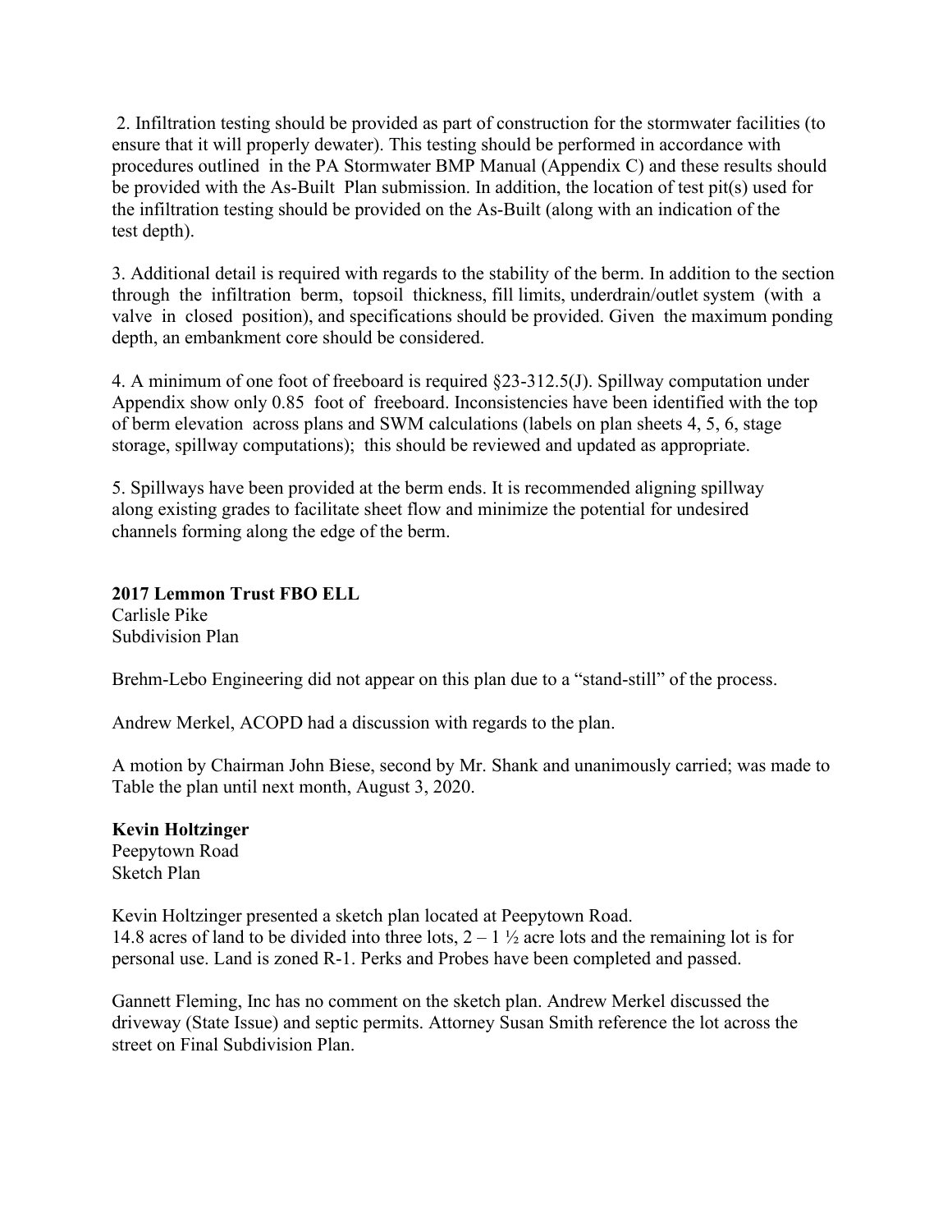2. Infiltration testing should be provided as part of construction for the stormwater facilities (to ensure that it will properly dewater). This testing should be performed in accordance with procedures outlined in the PA Stormwater BMP Manual (Appendix C) and these results should be provided with the As-Built Plan submission. In addition, the location of test pit(s) used for the infiltration testing should be provided on the As-Built (along with an indication of the test depth).

3. Additional detail is required with regards to the stability of the berm. In addition to the section through the infiltration berm, topsoil thickness, fill limits, underdrain/outlet system (with a valve in closed position), and specifications should be provided. Given the maximum ponding depth, an embankment core should be considered.

4. A minimum of one foot of freeboard is required §23-312.5(J). Spillway computation under Appendix show only 0.85 foot of freeboard. Inconsistencies have been identified with the top of berm elevation across plans and SWM calculations (labels on plan sheets 4, 5, 6, stage storage, spillway computations); this should be reviewed and updated as appropriate.

5. Spillways have been provided at the berm ends. It is recommended aligning spillway along existing grades to facilitate sheet flow and minimize the potential for undesired channels forming along the edge of the berm.

**2017 Lemmon Trust FBO ELL**
Carlisle Pike
Subdivision Plan

Brehm-Lebo Engineering did not appear on this plan due to a "stand-still" of the process.

Andrew Merkel, ACOPD had a discussion with regards to the plan.

A motion by Chairman John Biese, second by Mr. Shank and unanimously carried; was made to Table the plan until next month, August 3, 2020.

**Kevin Holtzinger**
Peepytown Road
Sketch Plan

Kevin Holtzinger presented a sketch plan located at Peepytown Road.
14.8 acres of land to be divided into three lots, 2 – 1 ½ acre lots and the remaining lot is for personal use. Land is zoned R-1. Perks and Probes have been completed and passed.

Gannett Fleming, Inc has no comment on the sketch plan. Andrew Merkel discussed the driveway (State Issue) and septic permits. Attorney Susan Smith reference the lot across the street on Final Subdivision Plan.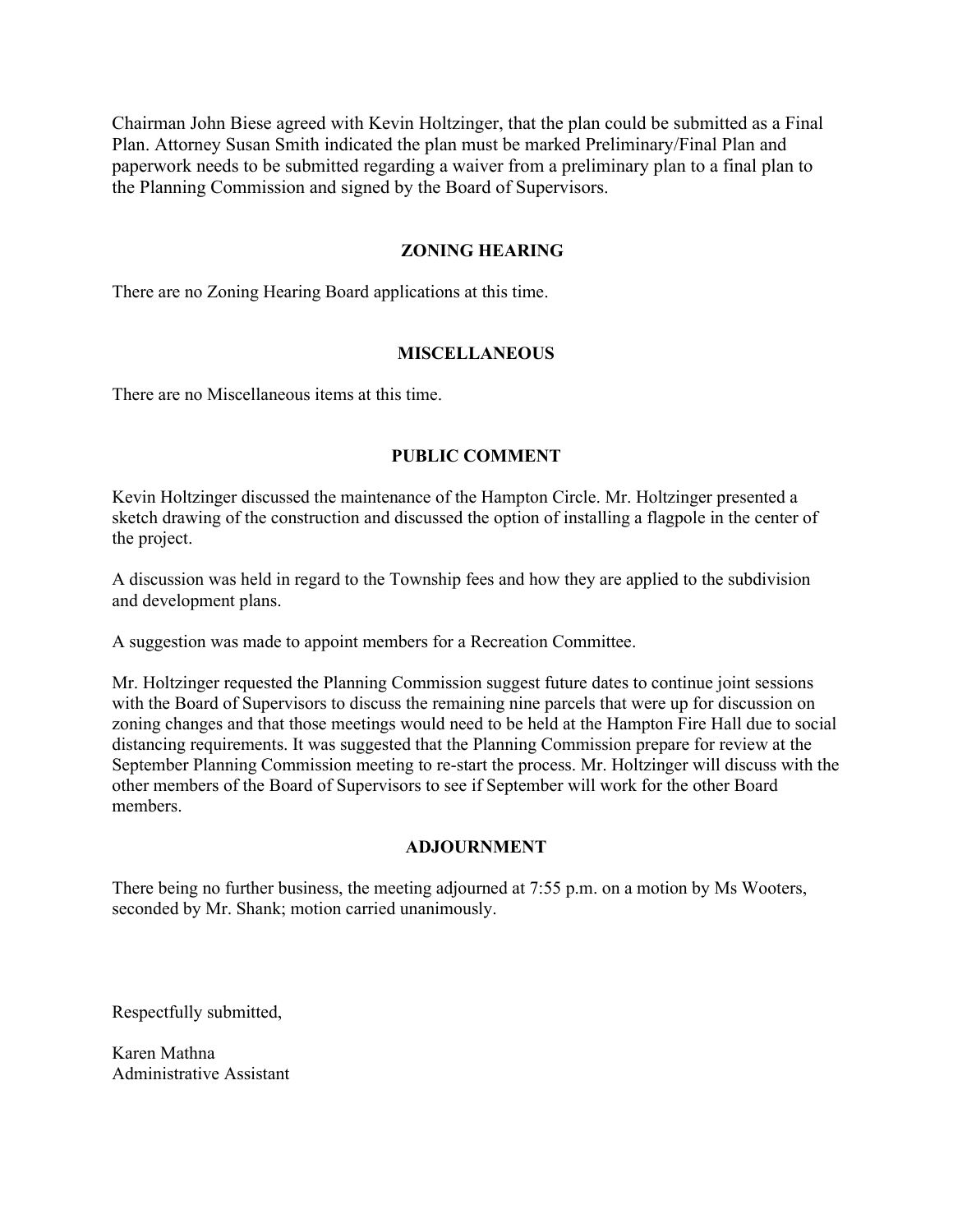Chairman John Biese agreed with Kevin Holtzinger, that the plan could be submitted as a Final Plan. Attorney Susan Smith indicated the plan must be marked Preliminary/Final Plan and paperwork needs to be submitted regarding a waiver from a preliminary plan to a final plan to the Planning Commission and signed by the Board of Supervisors.

## ZONING HEARING

There are no Zoning Hearing Board applications at this time.

## MISCELLANEOUS

There are no Miscellaneous items at this time.

## PUBLIC COMMENT

Kevin Holtzinger discussed the maintenance of the Hampton Circle. Mr. Holtzinger presented a sketch drawing of the construction and discussed the option of installing a flagpole in the center of the project.

A discussion was held in regard to the Township fees and how they are applied to the subdivision and development plans.

A suggestion was made to appoint members for a Recreation Committee.

Mr. Holtzinger requested the Planning Commission suggest future dates to continue joint sessions with the Board of Supervisors to discuss the remaining nine parcels that were up for discussion on zoning changes and that those meetings would need to be held at the Hampton Fire Hall due to social distancing requirements. It was suggested that the Planning Commission prepare for review at the September Planning Commission meeting to re-start the process. Mr. Holtzinger will discuss with the other members of the Board of Supervisors to see if September will work for the other Board members.

## ADJOURNMENT

There being no further business, the meeting adjourned at 7:55 p.m. on a motion by Ms Wooters, seconded by Mr. Shank; motion carried unanimously.

Respectfully submitted,

Karen Mathna
Administrative Assistant